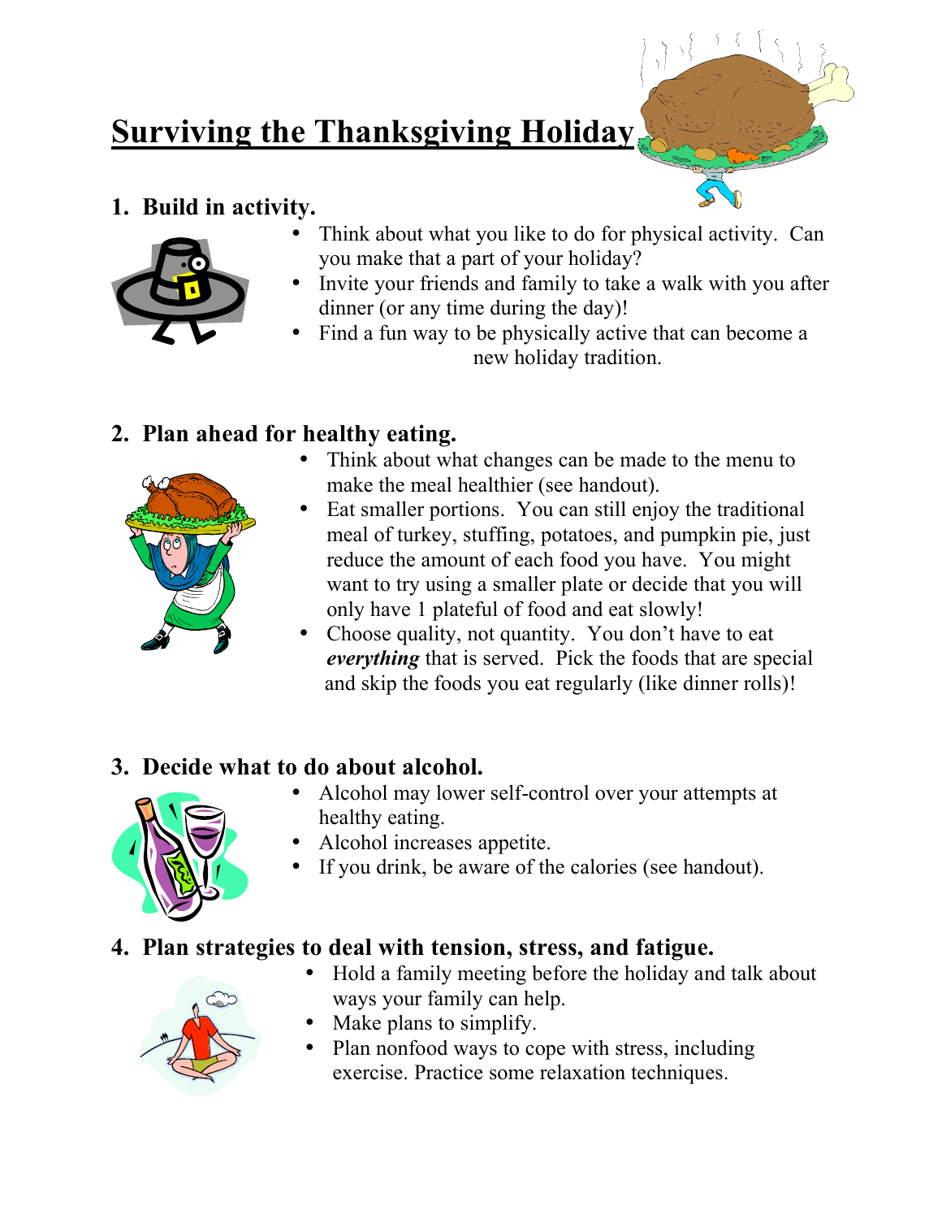# Surviving the Thanksgiving Holiday

## 1. Build in activity.

- Think about what you like to do for physical activity. Can you make that a part of your holiday?
- Invite your friends and family to take a walk with you after dinner (or any time during the day)!
- Find a fun way to be physically active that can become a new holiday tradition.

## 2. Plan ahead for healthy eating.

- Think about what changes can be made to the menu to make the meal healthier (see handout).
- Eat smaller portions. You can still enjoy the traditional meal of turkey, stuffing, potatoes, and pumpkin pie, just reduce the amount of each food you have. You might want to try using a smaller plate or decide that you will only have 1 plateful of food and eat slowly!
- Choose quality, not quantity. You don't have to eat ***everything*** that is served. Pick the foods that are special and skip the foods you eat regularly (like dinner rolls)!

## 3. Decide what to do about alcohol.

- Alcohol may lower self-control over your attempts at healthy eating.
- Alcohol increases appetite.
- If you drink, be aware of the calories (see handout).

## 4. Plan strategies to deal with tension, stress, and fatigue.

- Hold a family meeting before the holiday and talk about ways your family can help.
- Make plans to simplify.
- Plan nonfood ways to cope with stress, including exercise. Practice some relaxation techniques.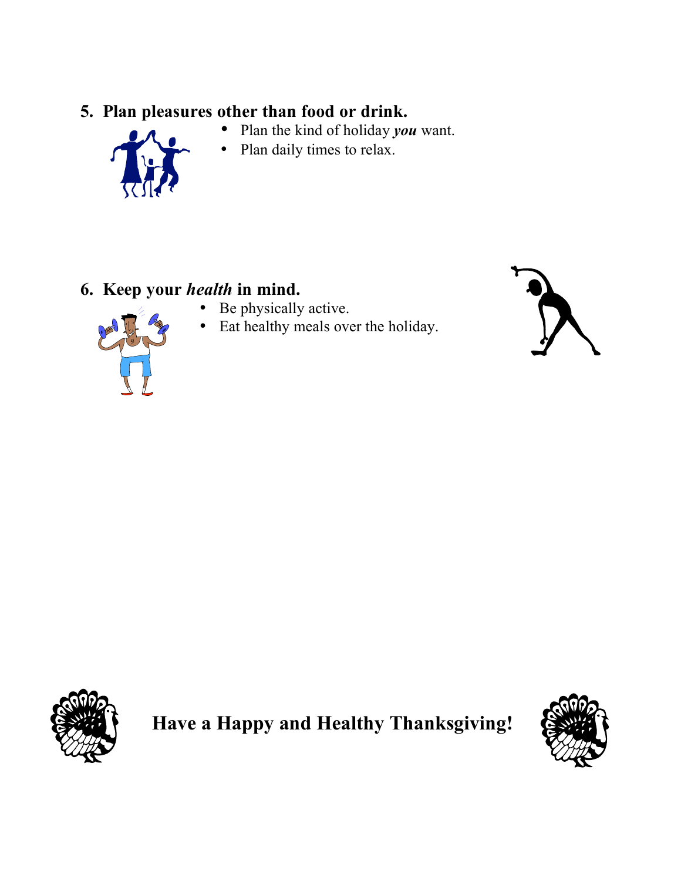5. **Plan pleasures other than food or drink.**
    - Plan the kind of holiday ***you*** want.
    - Plan daily times to relax.

6. **Keep your *health* in mind.**
    - Be physically active.
    - Eat healthy meals over the holiday.

**Have a Happy and Healthy Thanksgiving!**